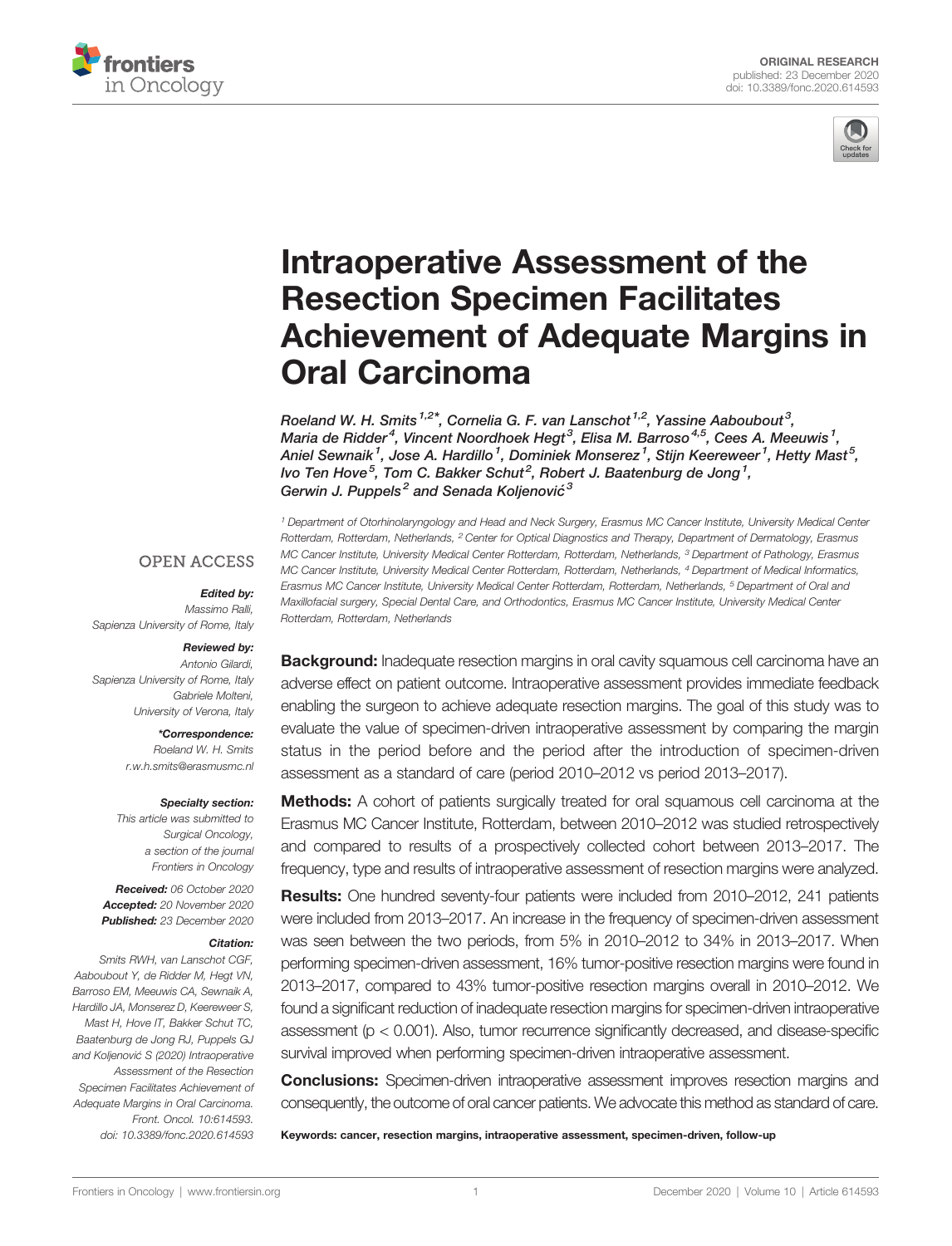ORIGINAL RESEARCH
published: 23 December 2020
doi: 10.3389/fonc.2020.614593

# Intraoperative Assessment of the Resection Specimen Facilitates Achievement of Adequate Margins in Oral Carcinoma

Roeland W. H. Smits[1,2*], Cornelia G. F. van Lanschot[1,2], Yassine Aaboubout[3], Maria de Ridder[4], Vincent Noordhoek Hegt[3], Elisa M. Barroso[4,5], Cees A. Meeuwis[1], Aniel Sewnaik[1], Jose A. Hardillo[1], Dominiek Monserez[1], Stijn Keereweer[1], Hetty Mast[5], Ivo Ten Hove[5], Tom C. Bakker Schut[2], Robert J. Baatenburg de Jong[1], Gerwin J. Puppels[2] and Senada Koljenović[3]

[1] Department of Otorhinolaryngology and Head and Neck Surgery, Erasmus MC Cancer Institute, University Medical Center Rotterdam, Rotterdam, Netherlands, [2] Center for Optical Diagnostics and Therapy, Department of Dermatology, Erasmus MC Cancer Institute, University Medical Center Rotterdam, Rotterdam, Netherlands, [3] Department of Pathology, Erasmus MC Cancer Institute, University Medical Center Rotterdam, Rotterdam, Netherlands, [4] Department of Medical Informatics, Erasmus MC Cancer Institute, University Medical Center Rotterdam, Rotterdam, Netherlands, [5] Department of Oral and Maxillofacial surgery, Special Dental Care, and Orthodontics, Erasmus MC Cancer Institute, University Medical Center Rotterdam, Rotterdam, Netherlands

OPEN ACCESS

*Edited by:*
Massimo Ralli,
Sapienza University of Rome, Italy

*Reviewed by:*
Antonio Gilardi,
Sapienza University of Rome, Italy
Gabriele Molteni,
University of Verona, Italy

***Correspondence:**
Roeland W. H. Smits
r.w.h.smits@erasmusmc.nl

**Specialty section:**
This article was submitted to Surgical Oncology, a section of the journal Frontiers in Oncology

**Received:** 06 October 2020
**Accepted:** 20 November 2020
**Published:** 23 December 2020

**Citation:**
Smits RWH, van Lanschot CGF, Aaboubout Y, de Ridder M, Hegt VN, Barroso EM, Meeuwis CA, Sewnaik A, Hardillo JA, Monserez D, Keereweer S, Mast H, Hove IT, Bakker Schut TC, Baatenburg de Jong RJ, Puppels GJ and Koljenović S (2020) Intraoperative Assessment of the Resection Specimen Facilitates Achievement of Adequate Margins in Oral Carcinoma. Front. Oncol. 10:614593. doi: 10.3389/fonc.2020.614593

**Background:** Inadequate resection margins in oral cavity squamous cell carcinoma have an adverse effect on patient outcome. Intraoperative assessment provides immediate feedback enabling the surgeon to achieve adequate resection margins. The goal of this study was to evaluate the value of specimen-driven intraoperative assessment by comparing the margin status in the period before and the period after the introduction of specimen-driven assessment as a standard of care (period 2010–2012 vs period 2013–2017).

**Methods:** A cohort of patients surgically treated for oral squamous cell carcinoma at the Erasmus MC Cancer Institute, Rotterdam, between 2010–2012 was studied retrospectively and compared to results of a prospectively collected cohort between 2013–2017. The frequency, type and results of intraoperative assessment of resection margins were analyzed.

**Results:** One hundred seventy-four patients were included from 2010–2012, 241 patients were included from 2013–2017. An increase in the frequency of specimen-driven assessment was seen between the two periods, from 5% in 2010–2012 to 34% in 2013–2017. When performing specimen-driven assessment, 16% tumor-positive resection margins were found in 2013–2017, compared to 43% tumor-positive resection margins overall in 2010–2012. We found a significant reduction of inadequate resection margins for specimen-driven intraoperative assessment ($p < 0.001$). Also, tumor recurrence significantly decreased, and disease-specific survival improved when performing specimen-driven intraoperative assessment.

**Conclusions:** Specimen-driven intraoperative assessment improves resection margins and consequently, the outcome of oral cancer patients. We advocate this method as standard of care.

**Keywords:** cancer, resection margins, intraoperative assessment, specimen-driven, follow-up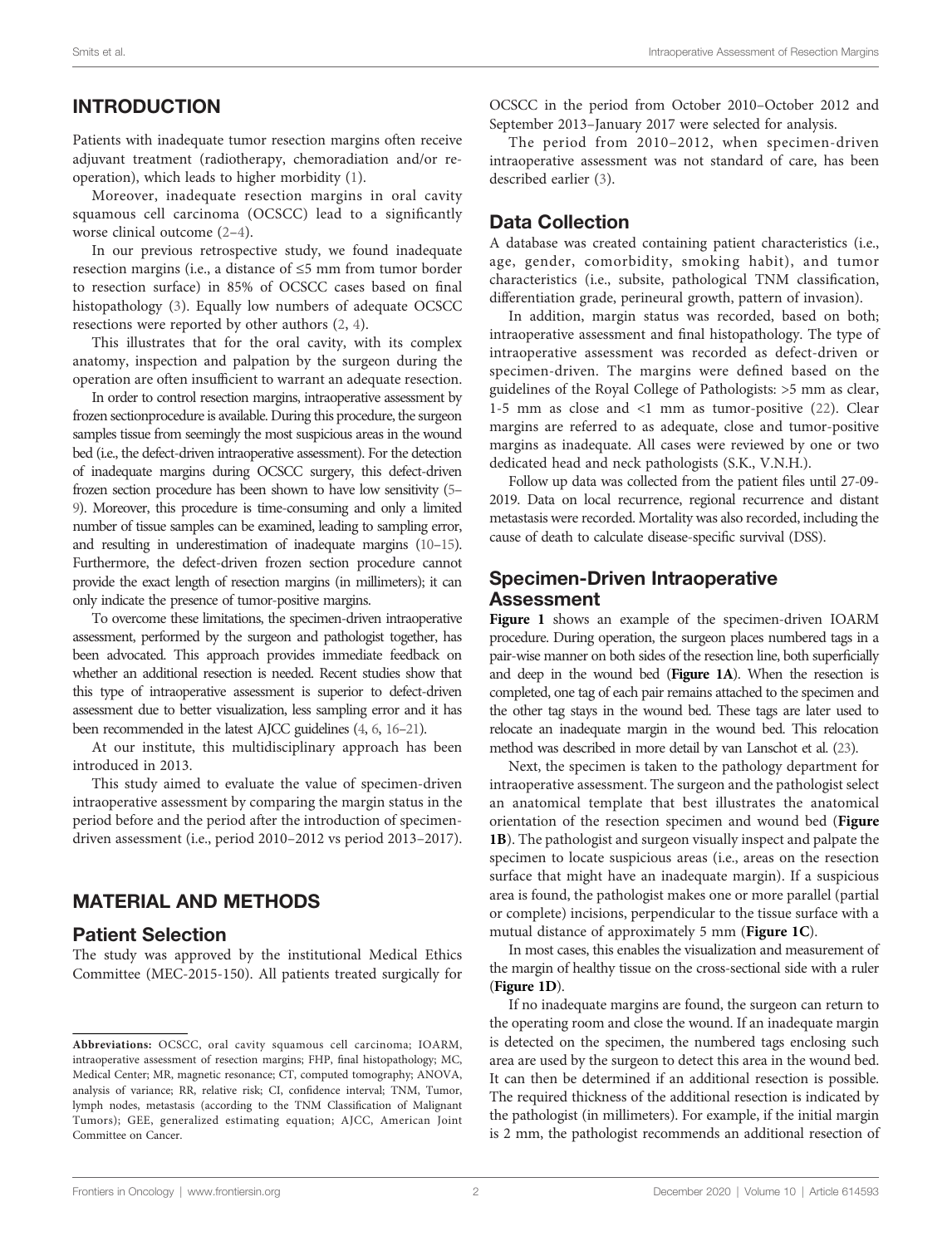## INTRODUCTION

Patients with inadequate tumor resection margins often receive adjuvant treatment (radiotherapy, chemoradiation and/or re-operation), which leads to higher morbidity (1).

Moreover, inadequate resection margins in oral cavity squamous cell carcinoma (OCSCC) lead to a significantly worse clinical outcome (2–4).

In our previous retrospective study, we found inadequate resection margins (i.e., a distance of ≤5 mm from tumor border to resection surface) in 85% of OCSCC cases based on final histopathology (3). Equally low numbers of adequate OCSCC resections were reported by other authors (2, 4).

This illustrates that for the oral cavity, with its complex anatomy, inspection and palpation by the surgeon during the operation are often insufficient to warrant an adequate resection.

In order to control resection margins, intraoperative assessment by frozen sectionprocedure is available. During this procedure, the surgeon samples tissue from seemingly the most suspicious areas in the wound bed (i.e., the defect-driven intraoperative assessment). For the detection of inadequate margins during OCSCC surgery, this defect-driven frozen section procedure has been shown to have low sensitivity (5–9). Moreover, this procedure is time-consuming and only a limited number of tissue samples can be examined, leading to sampling error, and resulting in underestimation of inadequate margins (10–15). Furthermore, the defect-driven frozen section procedure cannot provide the exact length of resection margins (in millimeters); it can only indicate the presence of tumor-positive margins.

To overcome these limitations, the specimen-driven intraoperative assessment, performed by the surgeon and pathologist together, has been advocated. This approach provides immediate feedback on whether an additional resection is needed. Recent studies show that this type of intraoperative assessment is superior to defect-driven assessment due to better visualization, less sampling error and it has been recommended in the latest AJCC guidelines (4, 6, 16–21).

At our institute, this multidisciplinary approach has been introduced in 2013.

This study aimed to evaluate the value of specimen-driven intraoperative assessment by comparing the margin status in the period before and the period after the introduction of specimen-driven assessment (i.e., period 2010–2012 vs period 2013–2017).

## MATERIAL AND METHODS

### Patient Selection

The study was approved by the institutional Medical Ethics Committee (MEC-2015-150). All patients treated surgically for OCSCC in the period from October 2010–October 2012 and September 2013–January 2017 were selected for analysis.

The period from 2010–2012, when specimen-driven intraoperative assessment was not standard of care, has been described earlier (3).

### Data Collection

A database was created containing patient characteristics (i.e., age, gender, comorbidity, smoking habit), and tumor characteristics (i.e., subsite, pathological TNM classification, differentiation grade, perineural growth, pattern of invasion).

In addition, margin status was recorded, based on both; intraoperative assessment and final histopathology. The type of intraoperative assessment was recorded as defect-driven or specimen-driven. The margins were defined based on the guidelines of the Royal College of Pathologists: >5 mm as clear, 1-5 mm as close and <1 mm as tumor-positive (22). Clear margins are referred to as adequate, close and tumor-positive margins as inadequate. All cases were reviewed by one or two dedicated head and neck pathologists (S.K., V.N.H.).

Follow up data was collected from the patient files until 27-09-2019. Data on local recurrence, regional recurrence and distant metastasis were recorded. Mortality was also recorded, including the cause of death to calculate disease-specific survival (DSS).

### Specimen-Driven Intraoperative Assessment

**Figure 1** shows an example of the specimen-driven IOARM procedure. During operation, the surgeon places numbered tags in a pair-wise manner on both sides of the resection line, both superficially and deep in the wound bed (**Figure 1A**). When the resection is completed, one tag of each pair remains attached to the specimen and the other tag stays in the wound bed. These tags are later used to relocate an inadequate margin in the wound bed. This relocation method was described in more detail by van Lanschot et al. (23).

Next, the specimen is taken to the pathology department for intraoperative assessment. The surgeon and the pathologist select an anatomical template that best illustrates the anatomical orientation of the resection specimen and wound bed (**Figure 1B**). The pathologist and surgeon visually inspect and palpate the specimen to locate suspicious areas (i.e., areas on the resection surface that might have an inadequate margin). If a suspicious area is found, the pathologist makes one or more parallel (partial or complete) incisions, perpendicular to the tissue surface with a mutual distance of approximately 5 mm (**Figure 1C**).

In most cases, this enables the visualization and measurement of the margin of healthy tissue on the cross-sectional side with a ruler (**Figure 1D**).

If no inadequate margins are found, the surgeon can return to the operating room and close the wound. If an inadequate margin is detected on the specimen, the numbered tags enclosing such area are used by the surgeon to detect this area in the wound bed. It can then be determined if an additional resection is possible. The required thickness of the additional resection is indicated by the pathologist (in millimeters). For example, if the initial margin is 2 mm, the pathologist recommends an additional resection of

---

**Abbreviations:** OCSCC, oral cavity squamous cell carcinoma; IOARM, intraoperative assessment of resection margins; FHP, final histopathology; MC, Medical Center; MR, magnetic resonance; CT, computed tomography; ANOVA, analysis of variance; RR, relative risk; CI, confidence interval; TNM, Tumor, lymph nodes, metastasis (according to the TNM Classification of Malignant Tumors); GEE, generalized estimating equation; AJCC, American Joint Committee on Cancer.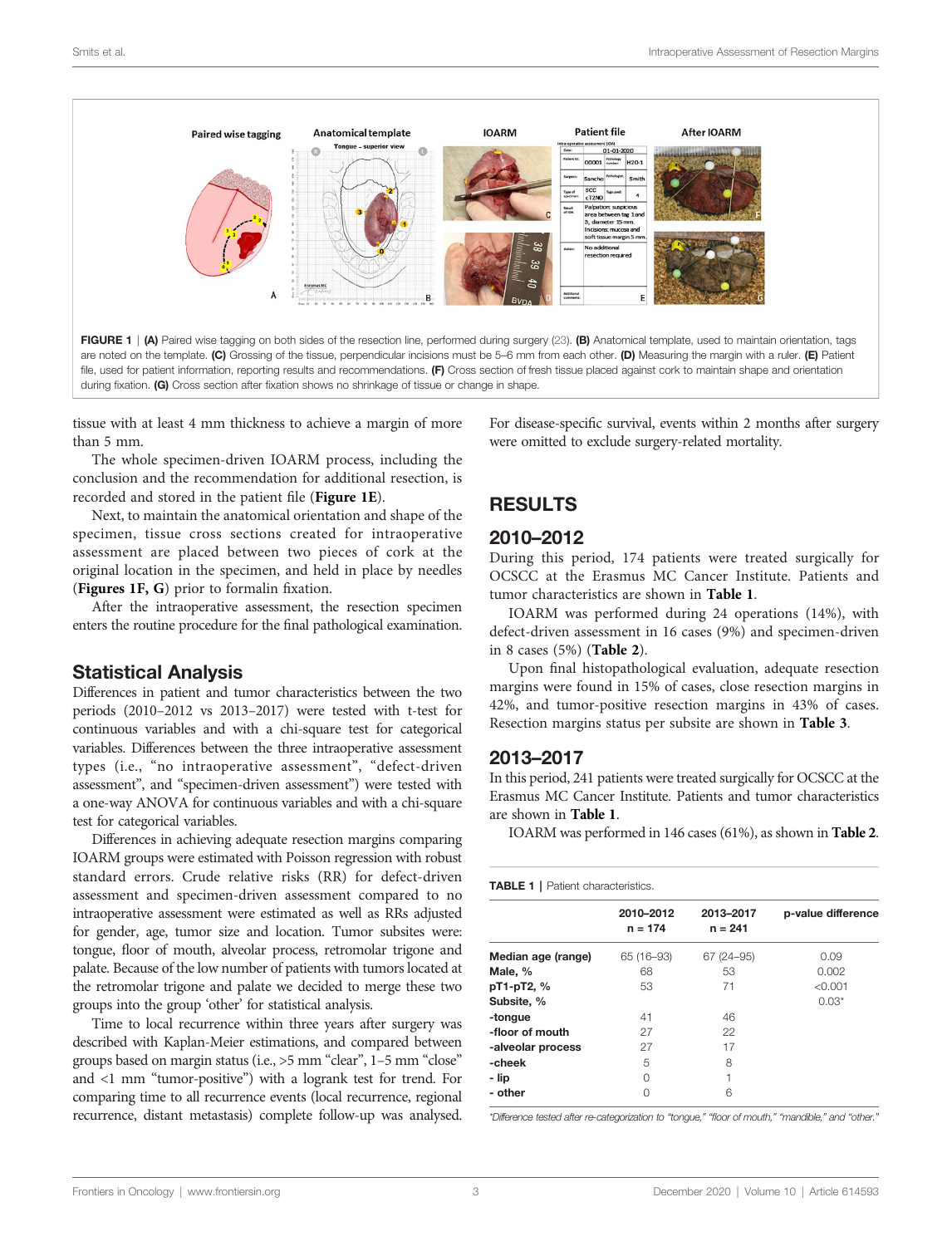FIGURE 1 | **(A)** Paired wise tagging on both sides of the resection line, performed during surgery (23). **(B)** Anatomical template, used to maintain orientation, tags are noted on the template. **(C)** Grossing of the tissue, perpendicular incisions must be 5–6 mm from each other. **(D)** Measuring the margin with a ruler. **(E)** Patient file, used for patient information, reporting results and recommendations. **(F)** Cross section of fresh tissue placed against cork to maintain shape and orientation during fixation. **(G)** Cross section after fixation shows no shrinkage of tissue or change in shape.

tissue with at least 4 mm thickness to achieve a margin of more than 5 mm.

The whole specimen-driven IOARM process, including the conclusion and the recommendation for additional resection, is recorded and stored in the patient file (**Figure 1E**).

Next, to maintain the anatomical orientation and shape of the specimen, tissue cross sections created for intraoperative assessment are placed between two pieces of cork at the original location in the specimen, and held in place by needles (**Figures 1F, G**) prior to formalin fixation.

After the intraoperative assessment, the resection specimen enters the routine procedure for the final pathological examination.

## Statistical Analysis

Differences in patient and tumor characteristics between the two periods (2010–2012 vs 2013–2017) were tested with t-test for continuous variables and with a chi-square test for categorical variables. Differences between the three intraoperative assessment types (i.e., "no intraoperative assessment", "defect-driven assessment", and "specimen-driven assessment") were tested with a one-way ANOVA for continuous variables and with a chi-square test for categorical variables.

Differences in achieving adequate resection margins comparing IOARM groups were estimated with Poisson regression with robust standard errors. Crude relative risks (RR) for defect-driven assessment and specimen-driven assessment compared to no intraoperative assessment were estimated as well as RRs adjusted for gender, age, tumor size and location. Tumor subsites were: tongue, floor of mouth, alveolar process, retromolar trigone and palate. Because of the low number of patients with tumors located at the retromolar trigone and palate we decided to merge these two groups into the group 'other' for statistical analysis.

Time to local recurrence within three years after surgery was described with Kaplan-Meier estimations, and compared between groups based on margin status (i.e., >5 mm "clear", 1–5 mm "close" and <1 mm "tumor-positive") with a logrank test for trend. For comparing time to all recurrence events (local recurrence, regional recurrence, distant metastasis) complete follow-up was analysed. For disease-specific survival, events within 2 months after surgery were omitted to exclude surgery-related mortality.

# RESULTS

## 2010–2012

During this period, 174 patients were treated surgically for OCSCC at the Erasmus MC Cancer Institute. Patients and tumor characteristics are shown in **Table 1**.

IOARM was performed during 24 operations (14%), with defect-driven assessment in 16 cases (9%) and specimen-driven in 8 cases (5%) (**Table 2**).

Upon final histopathological evaluation, adequate resection margins were found in 15% of cases, close resection margins in 42%, and tumor-positive resection margins in 43% of cases. Resection margins status per subsite are shown in **Table 3**.

## 2013–2017

In this period, 241 patients were treated surgically for OCSCC at the Erasmus MC Cancer Institute. Patients and tumor characteristics are shown in **Table 1**.

IOARM was performed in 146 cases (61%), as shown in **Table 2**.

TABLE 1 | Patient characteristics.

| | 2010–2012 n = 174 | 2013–2017 n = 241 | p-value difference |
|---|---|---|---|
| **Median age (range)** | 65 (16–93) | 67 (24–95) | 0.09 |
| **Male, %** | 68 | 53 | 0.002 |
| **pT1-pT2, %** | 53 | 71 | <0.001 |
| **Subsite, %** | | | 0.03* |
| **-tongue** | 41 | 46 | |
| **-floor of mouth** | 27 | 22 | |
| **-alveolar process** | 27 | 17 | |
| **-cheek** | 5 | 8 | |
| **- lip** | 0 | 1 | |
| **- other** | 0 | 6 | |

*Difference tested after re-categorization to "tongue," "floor of mouth," "mandible," and "other."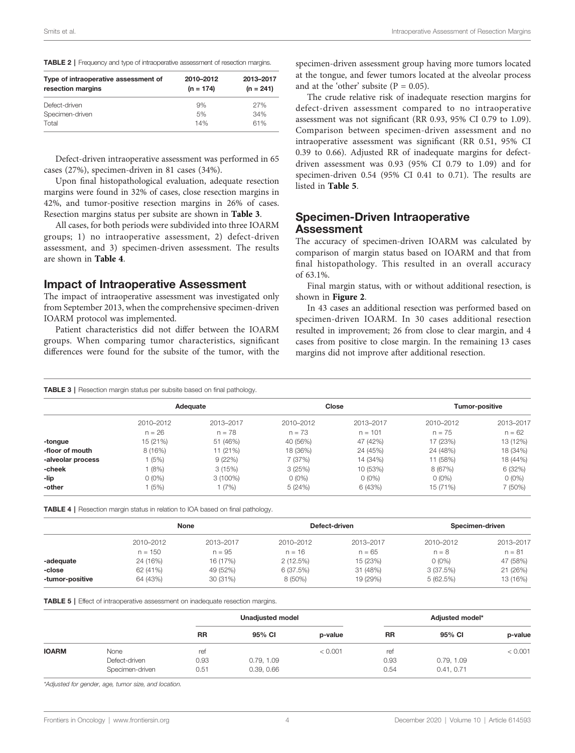**TABLE 2** | Frequency and type of intraoperative assessment of resection margins.

| Type of intraoperative assessment of resection margins | 2010–2012 (n = 174) | 2013–2017 (n = 241) |
|---|---|---|
| Defect-driven | 9% | 27% |
| Specimen-driven | 5% | 34% |
| Total | 14% | 61% |

Defect-driven intraoperative assessment was performed in 65 cases (27%), specimen-driven in 81 cases (34%).

Upon final histopathological evaluation, adequate resection margins were found in 32% of cases, close resection margins in 42%, and tumor-positive resection margins in 26% of cases. Resection margins status per subsite are shown in **Table 3**.

All cases, for both periods were subdivided into three IOARM groups; 1) no intraoperative assessment, 2) defect-driven assessment, and 3) specimen-driven assessment. The results are shown in **Table 4**.

## Impact of Intraoperative Assessment

The impact of intraoperative assessment was investigated only from September 2013, when the comprehensive specimen-driven IOARM protocol was implemented.

Patient characteristics did not differ between the IOARM groups. When comparing tumor characteristics, significant differences were found for the subsite of the tumor, with the specimen-driven assessment group having more tumors located at the tongue, and fewer tumors located at the alveolar process and at the 'other' subsite (P = 0.05).

The crude relative risk of inadequate resection margins for defect-driven assessment compared to no intraoperative assessment was not significant (RR 0.93, 95% CI 0.79 to 1.09). Comparison between specimen-driven assessment and no intraoperative assessment was significant (RR 0.51, 95% CI 0.39 to 0.66). Adjusted RR of inadequate margins for defect-driven assessment was 0.93 (95% CI 0.79 to 1.09) and for specimen-driven 0.54 (95% CI 0.41 to 0.71). The results are listed in **Table 5**.

## Specimen-Driven Intraoperative Assessment

The accuracy of specimen-driven IOARM was calculated by comparison of margin status based on IOARM and that from final histopathology. This resulted in an overall accuracy of 63.1%.

Final margin status, with or without additional resection, is shown in **Figure 2**.

In 43 cases an additional resection was performed based on specimen-driven IOARM. In 30 cases additional resection resulted in improvement; 26 from close to clear margin, and 4 cases from positive to close margin. In the remaining 13 cases margins did not improve after additional resection.

**TABLE 3** | Resection margin status per subsite based on final pathology.

| | Adequate | | Close | | Tumor-positive | |
|---|---|---|---|---|---|---|
| | 2010–2012 n = 26 | 2013–2017 n = 78 | 2010–2012 n = 73 | 2013–2017 n = 101 | 2010–2012 n = 75 | 2013–2017 n = 62 |
| **-tongue** | 15 (21%) | 51 (46%) | 40 (56%) | 47 (42%) | 17 (23%) | 13 (12%) |
| **-floor of mouth** | 8 (16%) | 11 (21%) | 18 (36%) | 24 (45%) | 24 (48%) | 18 (34%) |
| **-alveolar process** | 1 (5%) | 9 (22%) | 7 (37%) | 14 (34%) | 11 (58%) | 18 (44%) |
| **-cheek** | 1 (8%) | 3 (15%) | 3 (25%) | 10 (53%) | 8 (67%) | 6 (32%) |
| **-lip** | 0 (0%) | 3 (100%) | 0 (0%) | 0 (0%) | 0 (0%) | 0 (0%) |
| **-other** | 1 (5%) | 1 (7%) | 5 (24%) | 6 (43%) | 15 (71%) | 7 (50%) |

**TABLE 4** | Resection margin status in relation to IOA based on final pathology.

| | None | | Defect-driven | | Specimen-driven | |
|---|---|---|---|---|---|---|
| | 2010–2012 n = 150 | 2013–2017 n = 95 | 2010–2012 n = 16 | 2013–2017 n = 65 | 2010–2012 n = 8 | 2013–2017 n = 81 |
| **-adequate** | 24 (16%) | 16 (17%) | 2 (12.5%) | 15 (23%) | 0 (0%) | 47 (58%) |
| **-close** | 62 (41%) | 49 (52%) | 6 (37.5%) | 31 (48%) | 3 (37.5%) | 21 (26%) |
| **-tumor-positive** | 64 (43%) | 30 (31%) | 8 (50%) | 19 (29%) | 5 (62.5%) | 13 (16%) |

**TABLE 5** | Effect of intraoperative assessment on inadequate resection margins.

| | | Unadjusted model | | | Adjusted model* | | |
|---|---|---|---|---|---|---|---|
| | | **RR** | **95% CI** | **p-value** | **RR** | **95% CI** | **p-value** |
| **IOARM** | None | ref | | < 0.001 | ref | | < 0.001 |
| | Defect-driven | 0.93 | 0.79, 1.09 | | 0.93 | 0.79, 1.09 | |
| | Specimen-driven | 0.51 | 0.39, 0.66 | | 0.54 | 0.41, 0.71 | |

*Adjusted for gender, age, tumor size, and location.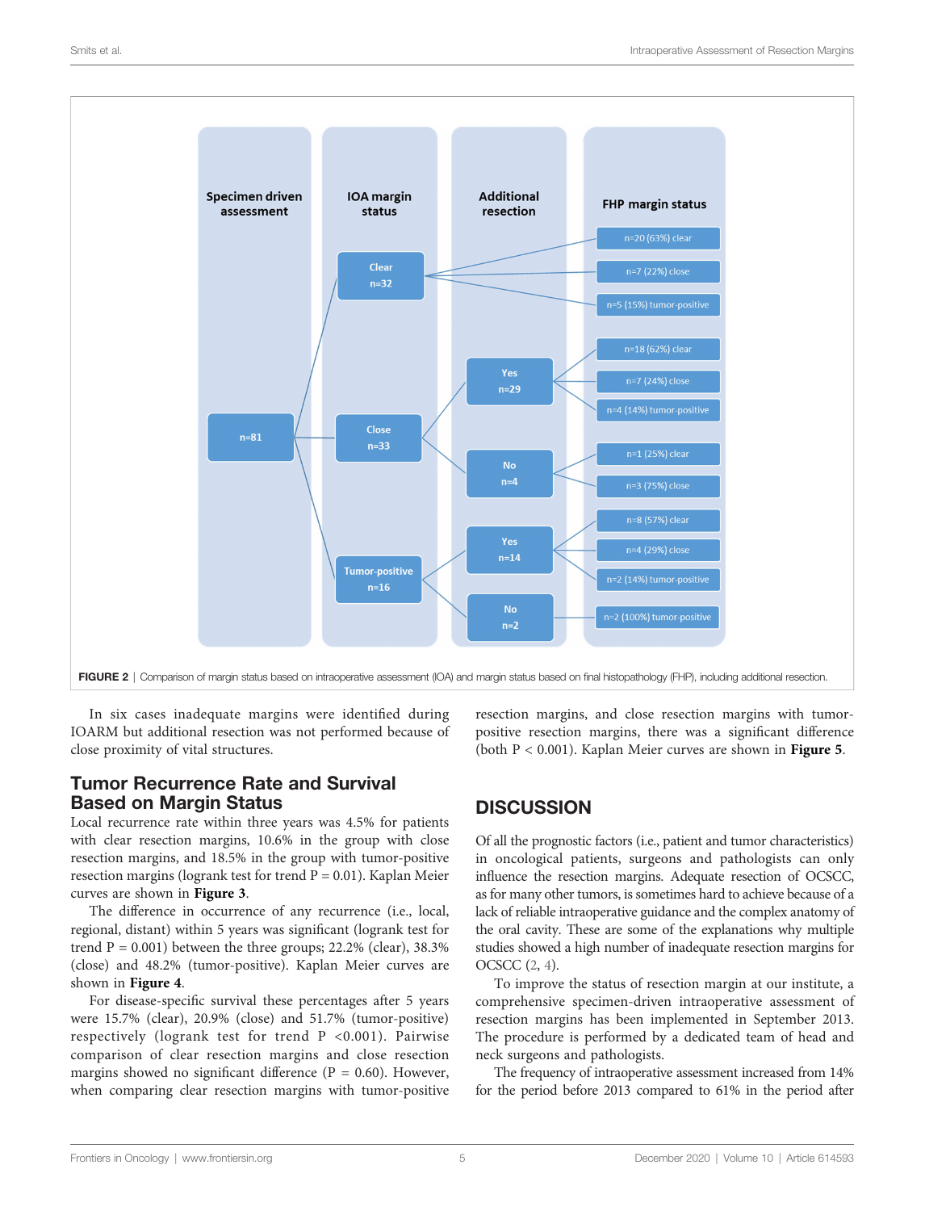Specimen driven assessment

IOA margin status

Additional resection

FHP margin status

n=81

Clear n=32

Close n=33

Tumor-positive n=16

Yes n=29

No n=4

Yes n=14

No n=2

n=20 (63%) clear

n=7 (22%) close

n=5 (15%) tumor-positive

n=18 (62%) clear

n=7 (24%) close

n=4 (14%) tumor-positive

n=1 (25%) clear

n=3 (75%) close

n=8 (57%) clear

n=4 (29%) close

n=2 (14%) tumor-positive

n=2 (100%) tumor-positive

**FIGURE 2** | Comparison of margin status based on intraoperative assessment (IOA) and margin status based on final histopathology (FHP), including additional resection.

In six cases inadequate margins were identified during IOARM but additional resection was not performed because of close proximity of vital structures.

## Tumor Recurrence Rate and Survival Based on Margin Status

Local recurrence rate within three years was 4.5% for patients with clear resection margins, 10.6% in the group with close resection margins, and 18.5% in the group with tumor-positive resection margins (logrank test for trend $P = 0.01$). Kaplan Meier curves are shown in **Figure 3**.

The difference in occurrence of any recurrence (i.e., local, regional, distant) within 5 years was significant (logrank test for trend $P = 0.001$) between the three groups; 22.2% (clear), 38.3% (close) and 48.2% (tumor-positive). Kaplan Meier curves are shown in **Figure 4**.

For disease-specific survival these percentages after 5 years were 15.7% (clear), 20.9% (close) and 51.7% (tumor-positive) respectively (logrank test for trend $P < 0.001$). Pairwise comparison of clear resection margins and close resection margins showed no significant difference ($P = 0.60$). However, when comparing clear resection margins with tumor-positive resection margins, and close resection margins with tumor-positive resection margins, there was a significant difference (both $P < 0.001$). Kaplan Meier curves are shown in **Figure 5**.

## DISCUSSION

Of all the prognostic factors (i.e., patient and tumor characteristics) in oncological patients, surgeons and pathologists can only influence the resection margins. Adequate resection of OCSCC, as for many other tumors, is sometimes hard to achieve because of a lack of reliable intraoperative guidance and the complex anatomy of the oral cavity. These are some of the explanations why multiple studies showed a high number of inadequate resection margins for OCSCC (2, 4).

To improve the status of resection margin at our institute, a comprehensive specimen-driven intraoperative assessment of resection margins has been implemented in September 2013. The procedure is performed by a dedicated team of head and neck surgeons and pathologists.

The frequency of intraoperative assessment increased from 14% for the period before 2013 compared to 61% in the period after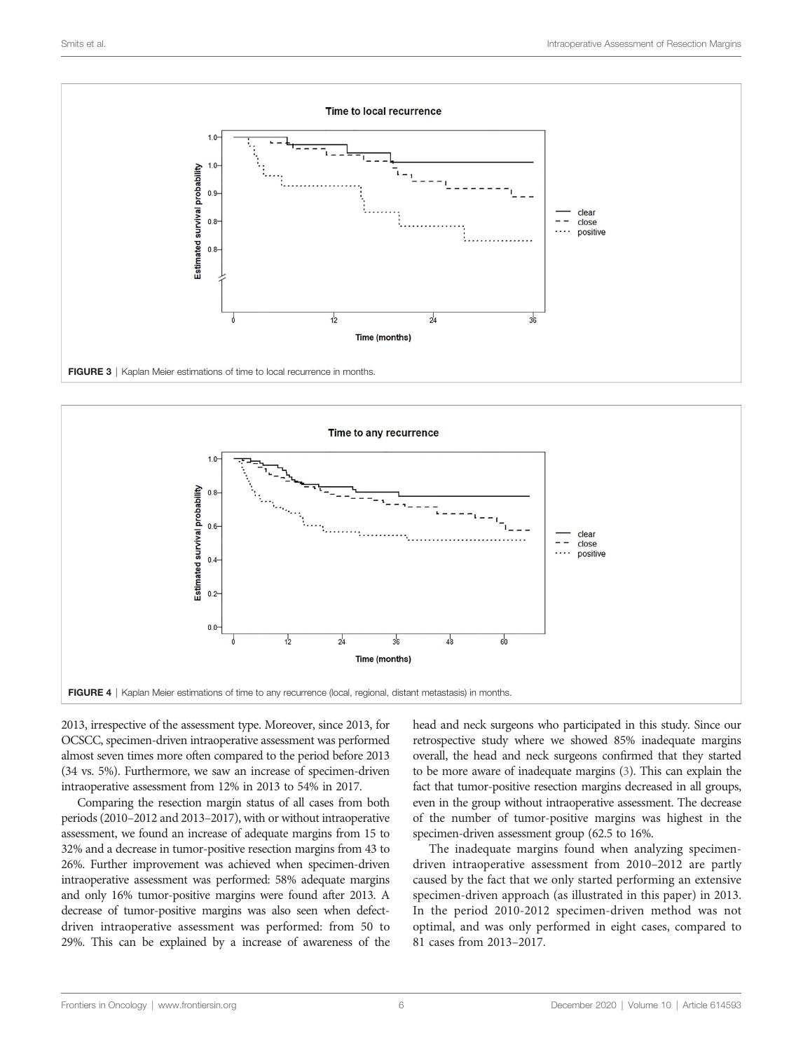Time to local recurrence

Estimated survival probability

1.0
1.0
0.9
0.8
0.8

0
12
24
36

Time (months)

clear
close
positive

**FIGURE 3** | Kaplan Meier estimations of time to local recurrence in months.

Time to any recurrence

Estimated survival probability

1.0
0.8
0.6
0.4
0.2
0.0

0
12
24
36
48
60

Time (months)

clear
close
positive

**FIGURE 4** | Kaplan Meier estimations of time to any recurrence (local, regional, distant metastasis) in months.

2013, irrespective of the assessment type. Moreover, since 2013, for OCSCC, specimen-driven intraoperative assessment was performed almost seven times more often compared to the period before 2013 (34 vs. 5%). Furthermore, we saw an increase of specimen-driven intraoperative assessment from 12% in 2013 to 54% in 2017.

Comparing the resection margin status of all cases from both periods (2010–2012 and 2013–2017), with or without intraoperative assessment, we found an increase of adequate margins from 15 to 32% and a decrease in tumor-positive resection margins from 43 to 26%. Further improvement was achieved when specimen-driven intraoperative assessment was performed: 58% adequate margins and only 16% tumor-positive margins were found after 2013. A decrease of tumor-positive margins was also seen when defect-driven intraoperative assessment was performed: from 50 to 29%. This can be explained by a increase of awareness of the head and neck surgeons who participated in this study. Since our retrospective study where we showed 85% inadequate margins overall, the head and neck surgeons confirmed that they started to be more aware of inadequate margins (3). This can explain the fact that tumor-positive resection margins decreased in all groups, even in the group without intraoperative assessment. The decrease of the number of tumor-positive margins was highest in the specimen-driven assessment group (62.5 to 16%.

The inadequate margins found when analyzing specimen-driven intraoperative assessment from 2010–2012 are partly caused by the fact that we only started performing an extensive specimen-driven approach (as illustrated in this paper) in 2013. In the period 2010-2012 specimen-driven method was not optimal, and was only performed in eight cases, compared to 81 cases from 2013–2017.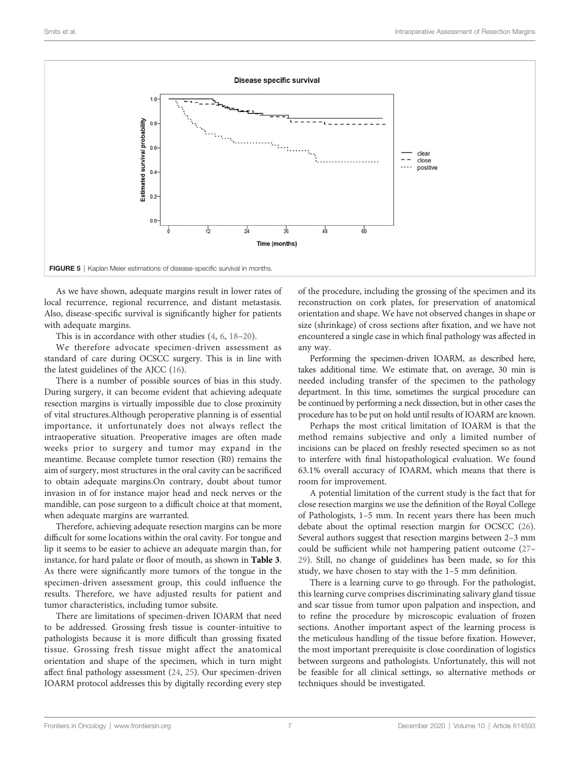Disease specific survival

1.0
0.8
0.6
0.4
0.2
0.0

Estimated survival probability

0
12
24
36
48
60

Time (months)

clear
close
positive

**FIGURE 5** | Kaplan Meier estimations of disease-specific survival in months.

As we have shown, adequate margins result in lower rates of local recurrence, regional recurrence, and distant metastasis. Also, disease-specific survival is significantly higher for patients with adequate margins.

This is in accordance with other studies (4, 6, 18–20).

We therefore advocate specimen-driven assessment as standard of care during OCSCC surgery. This is in line with the latest guidelines of the AJCC (16).

There is a number of possible sources of bias in this study. During surgery, it can become evident that achieving adequate resection margins is virtually impossible due to close proximity of vital structures.Although peroperative planning is of essential importance, it unfortunately does not always reflect the intraoperative situation. Preoperative images are often made weeks prior to surgery and tumor may expand in the meantime. Because complete tumor resection (R0) remains the aim of surgery, most structures in the oral cavity can be sacrificed to obtain adequate margins.On contrary, doubt about tumor invasion in of for instance major head and neck nerves or the mandible, can pose surgeon to a difficult choice at that moment, when adequate margins are warranted.

Therefore, achieving adequate resection margins can be more difficult for some locations within the oral cavity. For tongue and lip it seems to be easier to achieve an adequate margin than, for instance, for hard palate or floor of mouth, as shown in **Table 3**. As there were significantly more tumors of the tongue in the specimen-driven assessment group, this could influence the results. Therefore, we have adjusted results for patient and tumor characteristics, including tumor subsite.

There are limitations of specimen-driven IOARM that need to be addressed. Grossing fresh tissue is counter-intuitive to pathologists because it is more difficult than grossing fixated tissue. Grossing fresh tissue might affect the anatomical orientation and shape of the specimen, which in turn might affect final pathology assessment (24, 25). Our specimen-driven IOARM protocol addresses this by digitally recording every step of the procedure, including the grossing of the specimen and its reconstruction on cork plates, for preservation of anatomical orientation and shape. We have not observed changes in shape or size (shrinkage) of cross sections after fixation, and we have not encountered a single case in which final pathology was affected in any way.

Performing the specimen-driven IOARM, as described here, takes additional time. We estimate that, on average, 30 min is needed including transfer of the specimen to the pathology department. In this time, sometimes the surgical procedure can be continued by performing a neck dissection, but in other cases the procedure has to be put on hold until results of IOARM are known.

Perhaps the most critical limitation of IOARM is that the method remains subjective and only a limited number of incisions can be placed on freshly resected specimen so as not to interfere with final histopathological evaluation. We found 63.1% overall accuracy of IOARM, which means that there is room for improvement.

A potential limitation of the current study is the fact that for close resection margins we use the definition of the Royal College of Pathologists, 1–5 mm. In recent years there has been much debate about the optimal resection margin for OCSCC (26). Several authors suggest that resection margins between 2–3 mm could be sufficient while not hampering patient outcome (27–29). Still, no change of guidelines has been made, so for this study, we have chosen to stay with the 1–5 mm definition.

There is a learning curve to go through. For the pathologist, this learning curve comprises discriminating salivary gland tissue and scar tissue from tumor upon palpation and inspection, and to refine the procedure by microscopic evaluation of frozen sections. Another important aspect of the learning process is the meticulous handling of the tissue before fixation. However, the most important prerequisite is close coordination of logistics between surgeons and pathologists. Unfortunately, this will not be feasible for all clinical settings, so alternative methods or techniques should be investigated.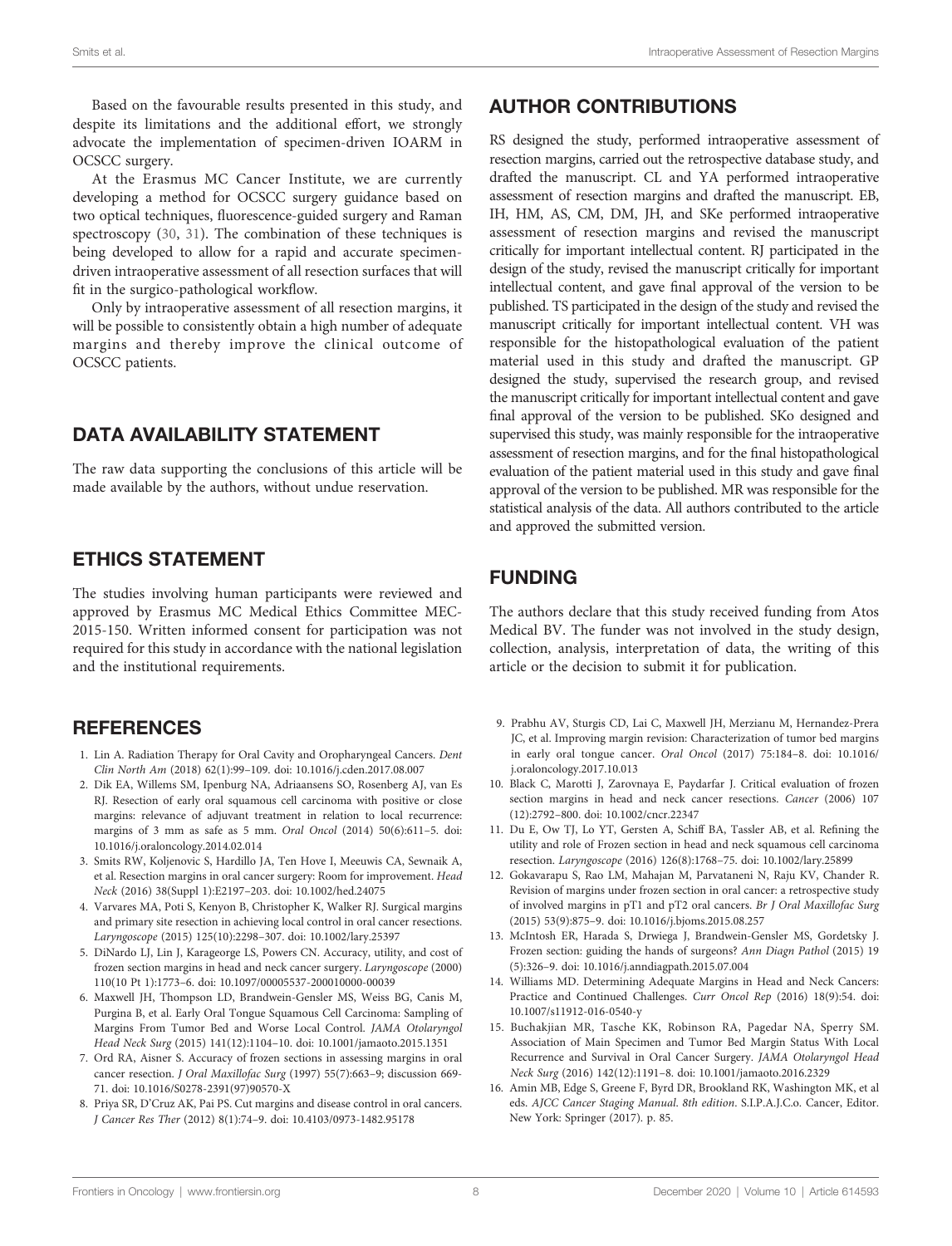Based on the favourable results presented in this study, and despite its limitations and the additional effort, we strongly advocate the implementation of specimen-driven IOARM in OCSCC surgery.

At the Erasmus MC Cancer Institute, we are currently developing a method for OCSCC surgery guidance based on two optical techniques, fluorescence-guided surgery and Raman spectroscopy (30, 31). The combination of these techniques is being developed to allow for a rapid and accurate specimen-driven intraoperative assessment of all resection surfaces that will fit in the surgico-pathological workflow.

Only by intraoperative assessment of all resection margins, it will be possible to consistently obtain a high number of adequate margins and thereby improve the clinical outcome of OCSCC patients.

## DATA AVAILABILITY STATEMENT

The raw data supporting the conclusions of this article will be made available by the authors, without undue reservation.

## ETHICS STATEMENT

The studies involving human participants were reviewed and approved by Erasmus MC Medical Ethics Committee MEC-2015-150. Written informed consent for participation was not required for this study in accordance with the national legislation and the institutional requirements.

## AUTHOR CONTRIBUTIONS

RS designed the study, performed intraoperative assessment of resection margins, carried out the retrospective database study, and drafted the manuscript. CL and YA performed intraoperative assessment of resection margins and drafted the manuscript. EB, IH, HM, AS, CM, DM, JH, and SKe performed intraoperative assessment of resection margins and revised the manuscript critically for important intellectual content. RJ participated in the design of the study, revised the manuscript critically for important intellectual content, and gave final approval of the version to be published. TS participated in the design of the study and revised the manuscript critically for important intellectual content. VH was responsible for the histopathological evaluation of the patient material used in this study and drafted the manuscript. GP designed the study, supervised the research group, and revised the manuscript critically for important intellectual content and gave final approval of the version to be published. SKo designed and supervised this study, was mainly responsible for the intraoperative assessment of resection margins, and for the final histopathological evaluation of the patient material used in this study and gave final approval of the version to be published. MR was responsible for the statistical analysis of the data. All authors contributed to the article and approved the submitted version.

## FUNDING

The authors declare that this study received funding from Atos Medical BV. The funder was not involved in the study design, collection, analysis, interpretation of data, the writing of this article or the decision to submit it for publication.

## REFERENCES

1. Lin A. Radiation Therapy for Oral Cavity and Oropharyngeal Cancers. *Dent Clin North Am* (2018) 62(1):99–109. doi: 10.1016/j.cden.2017.08.007
2. Dik EA, Willems SM, Ipenburg NA, Adriaansens SO, Rosenberg AJ, van Es RJ. Resection of early oral squamous cell carcinoma with positive or close margins: relevance of adjuvant treatment in relation to local recurrence: margins of 3 mm as safe as 5 mm. *Oral Oncol* (2014) 50(6):611–5. doi: 10.1016/j.oraloncology.2014.02.014
3. Smits RW, Koljenovic S, Hardillo JA, Ten Hove I, Meeuwis CA, Sewnaik A, et al. Resection margins in oral cancer surgery: Room for improvement. *Head Neck* (2016) 38(Suppl 1):E2197–203. doi: 10.1002/hed.24075
4. Varvares MA, Poti S, Kenyon B, Christopher K, Walker RJ. Surgical margins and primary site resection in achieving local control in oral cancer resections. *Laryngoscope* (2015) 125(10):2298–307. doi: 10.1002/lary.25397
5. DiNardo LJ, Lin J, Karageorge LS, Powers CN. Accuracy, utility, and cost of frozen section margins in head and neck cancer surgery. *Laryngoscope* (2000) 110(10 Pt 1):1773–6. doi: 10.1097/00005537-200010000-00039
6. Maxwell JH, Thompson LD, Brandwein-Gensler MS, Weiss BG, Canis M, Purgina B, et al. Early Oral Tongue Squamous Cell Carcinoma: Sampling of Margins From Tumor Bed and Worse Local Control. *JAMA Otolaryngol Head Neck Surg* (2015) 141(12):1104–10. doi: 10.1001/jamaoto.2015.1351
7. Ord RA, Aisner S. Accuracy of frozen sections in assessing margins in oral cancer resection. *J Oral Maxillofac Surg* (1997) 55(7):663–9; discussion 669-71. doi: 10.1016/S0278-2391(97)90570-X
8. Priya SR, D'Cruz AK, Pai PS. Cut margins and disease control in oral cancers. *J Cancer Res Ther* (2012) 8(1):74–9. doi: 10.4103/0973-1482.95178
9. Prabhu AV, Sturgis CD, Lai C, Maxwell JH, Merzianu M, Hernandez-Prera JC, et al. Improving margin revision: Characterization of tumor bed margins in early oral tongue cancer. *Oral Oncol* (2017) 75:184–8. doi: 10.1016/j.oraloncology.2017.10.013
10. Black C, Marotti J, Zarovnaya E, Paydarfar J. Critical evaluation of frozen section margins in head and neck cancer resections. *Cancer* (2006) 107 (12):2792–800. doi: 10.1002/cncr.22347
11. Du E, Ow TJ, Lo YT, Gersten A, Schiff BA, Tassler AB, et al. Refining the utility and role of Frozen section in head and neck squamous cell carcinoma resection. *Laryngoscope* (2016) 126(8):1768–75. doi: 10.1002/lary.25899
12. Gokavarapu S, Rao LM, Mahajan M, Parvataneni N, Raju KV, Chander R. Revision of margins under frozen section in oral cancer: a retrospective study of involved margins in pT1 and pT2 oral cancers. *Br J Oral Maxillofac Surg* (2015) 53(9):875–9. doi: 10.1016/j.bjoms.2015.08.257
13. McIntosh ER, Harada S, Drwiega J, Brandwein-Gensler MS, Gordetsky J. Frozen section: guiding the hands of surgeons? *Ann Diagn Pathol* (2015) 19 (5):326–9. doi: 10.1016/j.anndiagpath.2015.07.004
14. Williams MD. Determining Adequate Margins in Head and Neck Cancers: Practice and Continued Challenges. *Curr Oncol Rep* (2016) 18(9):54. doi: 10.1007/s11912-016-0540-y
15. Buchakjian MR, Tasche KK, Robinson RA, Pagedar NA, Sperry SM. Association of Main Specimen and Tumor Bed Margin Status With Local Recurrence and Survival in Oral Cancer Surgery. *JAMA Otolaryngol Head Neck Surg* (2016) 142(12):1191–8. doi: 10.1001/jamaoto.2016.2329
16. Amin MB, Edge S, Greene F, Byrd DR, Brookland RK, Washington MK, et al eds. *AJCC Cancer Staging Manual. 8th edition*. S.I.P.A.J.C.o. Cancer, Editor. New York: Springer (2017). p. 85.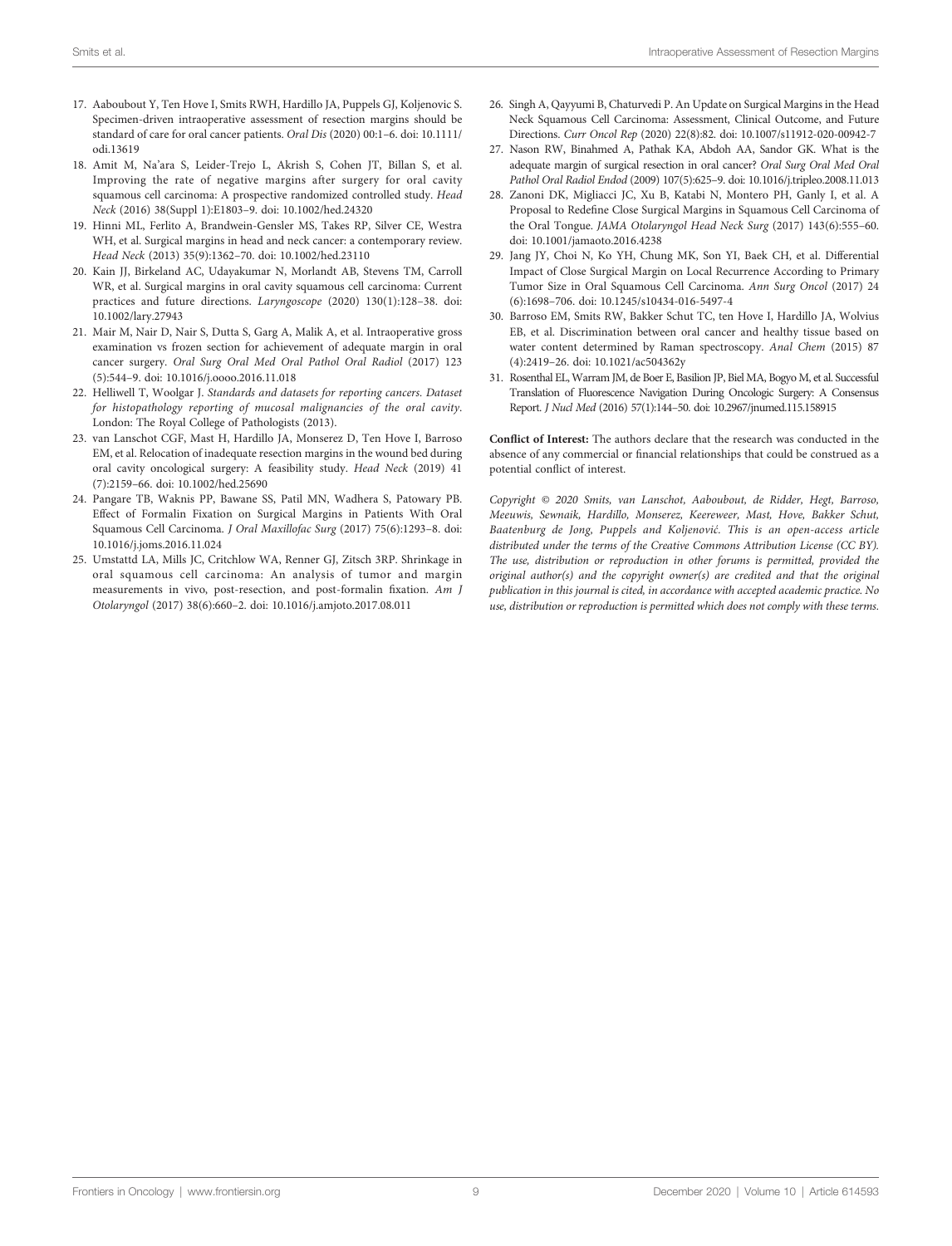17. Aaboubout Y, Ten Hove I, Smits RWH, Hardillo JA, Puppels GJ, Koljenovic S. Specimen-driven intraoperative assessment of resection margins should be standard of care for oral cancer patients. *Oral Dis* (2020) 00:1–6. doi: 10.1111/odi.13619
18. Amit M, Na'ara S, Leider-Trejo L, Akrish S, Cohen JT, Billan S, et al. Improving the rate of negative margins after surgery for oral cavity squamous cell carcinoma: A prospective randomized controlled study. *Head Neck* (2016) 38(Suppl 1):E1803–9. doi: 10.1002/hed.24320
19. Hinni ML, Ferlito A, Brandwein-Gensler MS, Takes RP, Silver CE, Westra WH, et al. Surgical margins in head and neck cancer: a contemporary review. *Head Neck* (2013) 35(9):1362–70. doi: 10.1002/hed.23110
20. Kain JJ, Birkeland AC, Udayakumar N, Morlandt AB, Stevens TM, Carroll WR, et al. Surgical margins in oral cavity squamous cell carcinoma: Current practices and future directions. *Laryngoscope* (2020) 130(1):128–38. doi: 10.1002/lary.27943
21. Mair M, Nair D, Nair S, Dutta S, Garg A, Malik A, et al. Intraoperative gross examination vs frozen section for achievement of adequate margin in oral cancer surgery. *Oral Surg Oral Med Oral Pathol Oral Radiol* (2017) 123 (5):544–9. doi: 10.1016/j.oooo.2016.11.018
22. Helliwell T, Woolgar J. *Standards and datasets for reporting cancers. Dataset for histopathology reporting of mucosal malignancies of the oral cavity*. London: The Royal College of Pathologists (2013).
23. van Lanschot CGF, Mast H, Hardillo JA, Monserez D, Ten Hove I, Barroso EM, et al. Relocation of inadequate resection margins in the wound bed during oral cavity oncological surgery: A feasibility study. *Head Neck* (2019) 41 (7):2159–66. doi: 10.1002/hed.25690
24. Pangare TB, Waknis PP, Bawane SS, Patil MN, Wadhera S, Patowary PB. Effect of Formalin Fixation on Surgical Margins in Patients With Oral Squamous Cell Carcinoma. *J Oral Maxillofac Surg* (2017) 75(6):1293–8. doi: 10.1016/j.joms.2016.11.024
25. Umstattd LA, Mills JC, Critchlow WA, Renner GJ, Zitsch 3RP. Shrinkage in oral squamous cell carcinoma: An analysis of tumor and margin measurements in vivo, post-resection, and post-formalin fixation. *Am J Otolaryngol* (2017) 38(6):660–2. doi: 10.1016/j.amjoto.2017.08.011
26. Singh A, Qayyumi B, Chaturvedi P. An Update on Surgical Margins in the Head Neck Squamous Cell Carcinoma: Assessment, Clinical Outcome, and Future Directions. *Curr Oncol Rep* (2020) 22(8):82. doi: 10.1007/s11912-020-00942-7
27. Nason RW, Binahmed A, Pathak KA, Abdoh AA, Sandor GK. What is the adequate margin of surgical resection in oral cancer? *Oral Surg Oral Med Oral Pathol Oral Radiol Endod* (2009) 107(5):625–9. doi: 10.1016/j.tripleo.2008.11.013
28. Zanoni DK, Migliacci JC, Xu B, Katabi N, Montero PH, Ganly I, et al. A Proposal to Redefine Close Surgical Margins in Squamous Cell Carcinoma of the Oral Tongue. *JAMA Otolaryngol Head Neck Surg* (2017) 143(6):555–60. doi: 10.1001/jamaoto.2016.4238
29. Jang JY, Choi N, Ko YH, Chung MK, Son YI, Baek CH, et al. Differential Impact of Close Surgical Margin on Local Recurrence According to Primary Tumor Size in Oral Squamous Cell Carcinoma. *Ann Surg Oncol* (2017) 24 (6):1698–706. doi: 10.1245/s10434-016-5497-4
30. Barroso EM, Smits RW, Bakker Schut TC, ten Hove I, Hardillo JA, Wolvius EB, et al. Discrimination between oral cancer and healthy tissue based on water content determined by Raman spectroscopy. *Anal Chem* (2015) 87 (4):2419–26. doi: 10.1021/ac504362y
31. Rosenthal EL, Warram JM, de Boer E, Basilion JP, Biel MA, Bogyo M, et al. Successful Translation of Fluorescence Navigation During Oncologic Surgery: A Consensus Report. *J Nucl Med* (2016) 57(1):144–50. doi: 10.2967/jnumed.115.158915

**Conflict of Interest:** The authors declare that the research was conducted in the absence of any commercial or financial relationships that could be construed as a potential conflict of interest.

*Copyright © 2020 Smits, van Lanschot, Aaboubout, de Ridder, Hegt, Barroso, Meeuwis, Sewnaik, Hardillo, Monserez, Keereweer, Mast, Hove, Bakker Schut, Baatenburg de Jong, Puppels and Koljenović. This is an open-access article distributed under the terms of the Creative Commons Attribution License (CC BY). The use, distribution or reproduction in other forums is permitted, provided the original author(s) and the copyright owner(s) are credited and that the original publication in this journal is cited, in accordance with accepted academic practice. No use, distribution or reproduction is permitted which does not comply with these terms.*